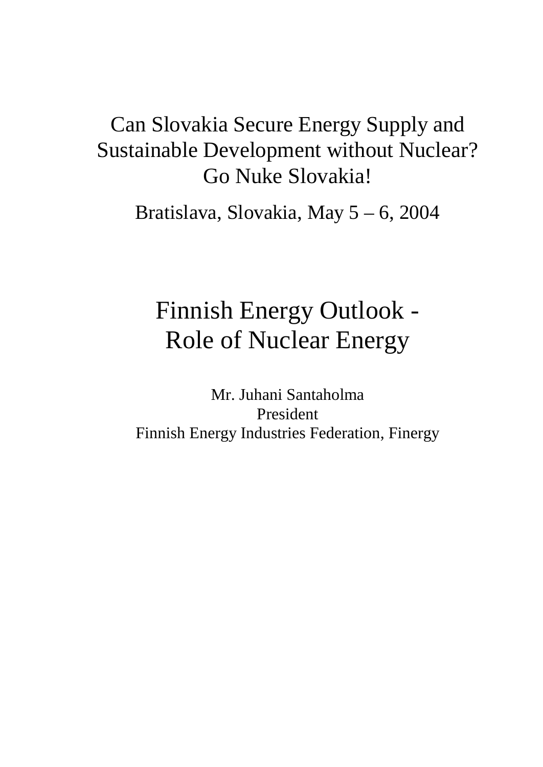Can Slovakia Secure Energy Supply and Sustainable Development without Nuclear?
Go Nuke Slovakia!

Bratislava, Slovakia, May 5 – 6, 2004

# Finnish Energy Outlook - Role of Nuclear Energy

Mr. Juhani Santaholma
President
Finnish Energy Industries Federation, Finergy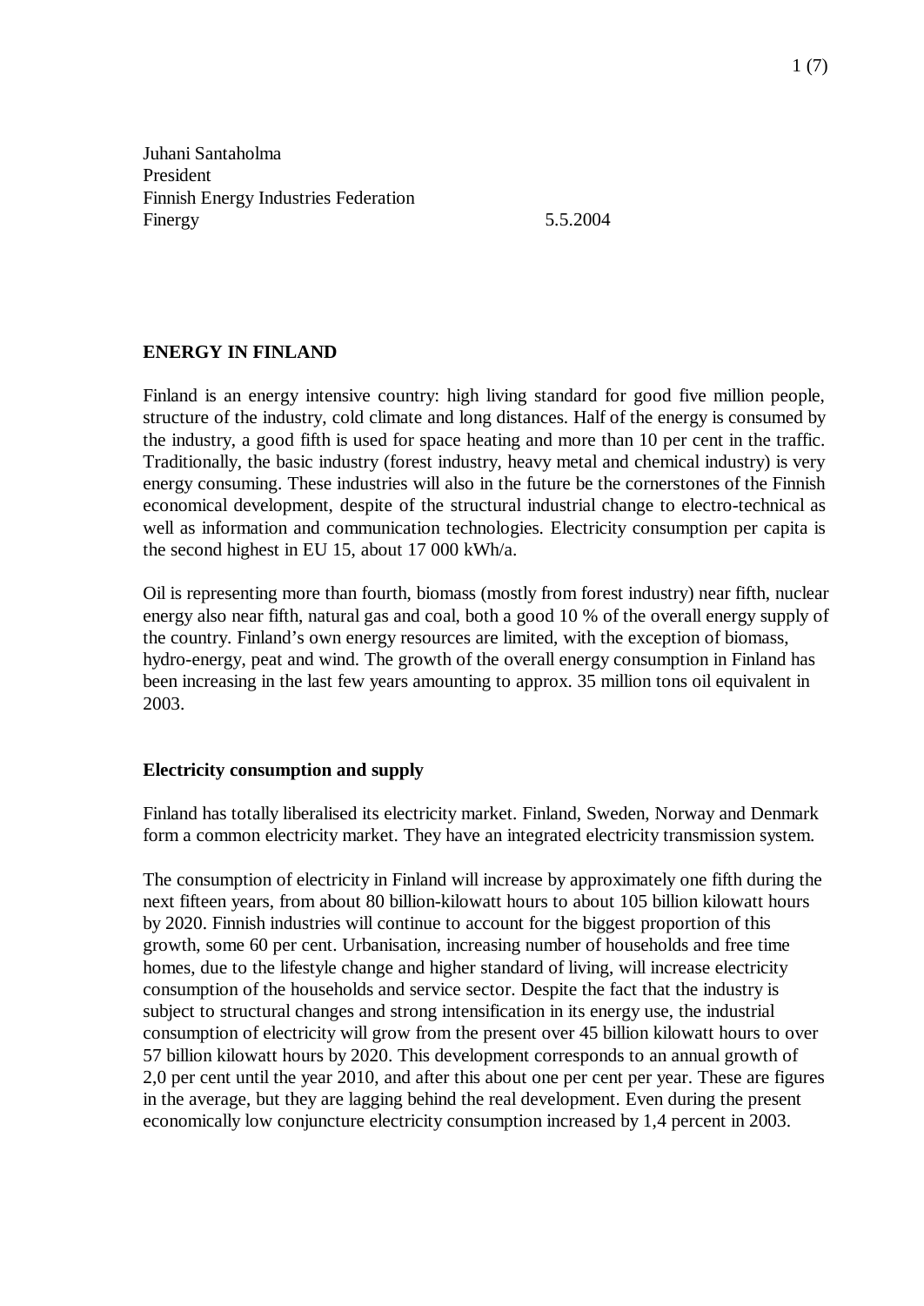Juhani Santaholma
President
Finnish Energy Industries Federation
Finergy 5.5.2004

## ENERGY IN FINLAND

Finland is an energy intensive country: high living standard for good five million people, structure of the industry, cold climate and long distances. Half of the energy is consumed by the industry, a good fifth is used for space heating and more than 10 per cent in the traffic. Traditionally, the basic industry (forest industry, heavy metal and chemical industry) is very energy consuming. These industries will also in the future be the cornerstones of the Finnish economical development, despite of the structural industrial change to electro-technical as well as information and communication technologies. Electricity consumption per capita is the second highest in EU 15, about 17 000 kWh/a.

Oil is representing more than fourth, biomass (mostly from forest industry) near fifth, nuclear energy also near fifth, natural gas and coal, both a good 10 % of the overall energy supply of the country. Finland's own energy resources are limited, with the exception of biomass, hydro-energy, peat and wind. The growth of the overall energy consumption in Finland has been increasing in the last few years amounting to approx. 35 million tons oil equivalent in 2003.

### Electricity consumption and supply

Finland has totally liberalised its electricity market. Finland, Sweden, Norway and Denmark form a common electricity market. They have an integrated electricity transmission system.

The consumption of electricity in Finland will increase by approximately one fifth during the next fifteen years, from about 80 billion-kilowatt hours to about 105 billion kilowatt hours by 2020. Finnish industries will continue to account for the biggest proportion of this growth, some 60 per cent. Urbanisation, increasing number of households and free time homes, due to the lifestyle change and higher standard of living, will increase electricity consumption of the households and service sector. Despite the fact that the industry is subject to structural changes and strong intensification in its energy use, the industrial consumption of electricity will grow from the present over 45 billion kilowatt hours to over 57 billion kilowatt hours by 2020. This development corresponds to an annual growth of 2,0 per cent until the year 2010, and after this about one per cent per year. These are figures in the average, but they are lagging behind the real development. Even during the present economically low conjuncture electricity consumption increased by 1,4 percent in 2003.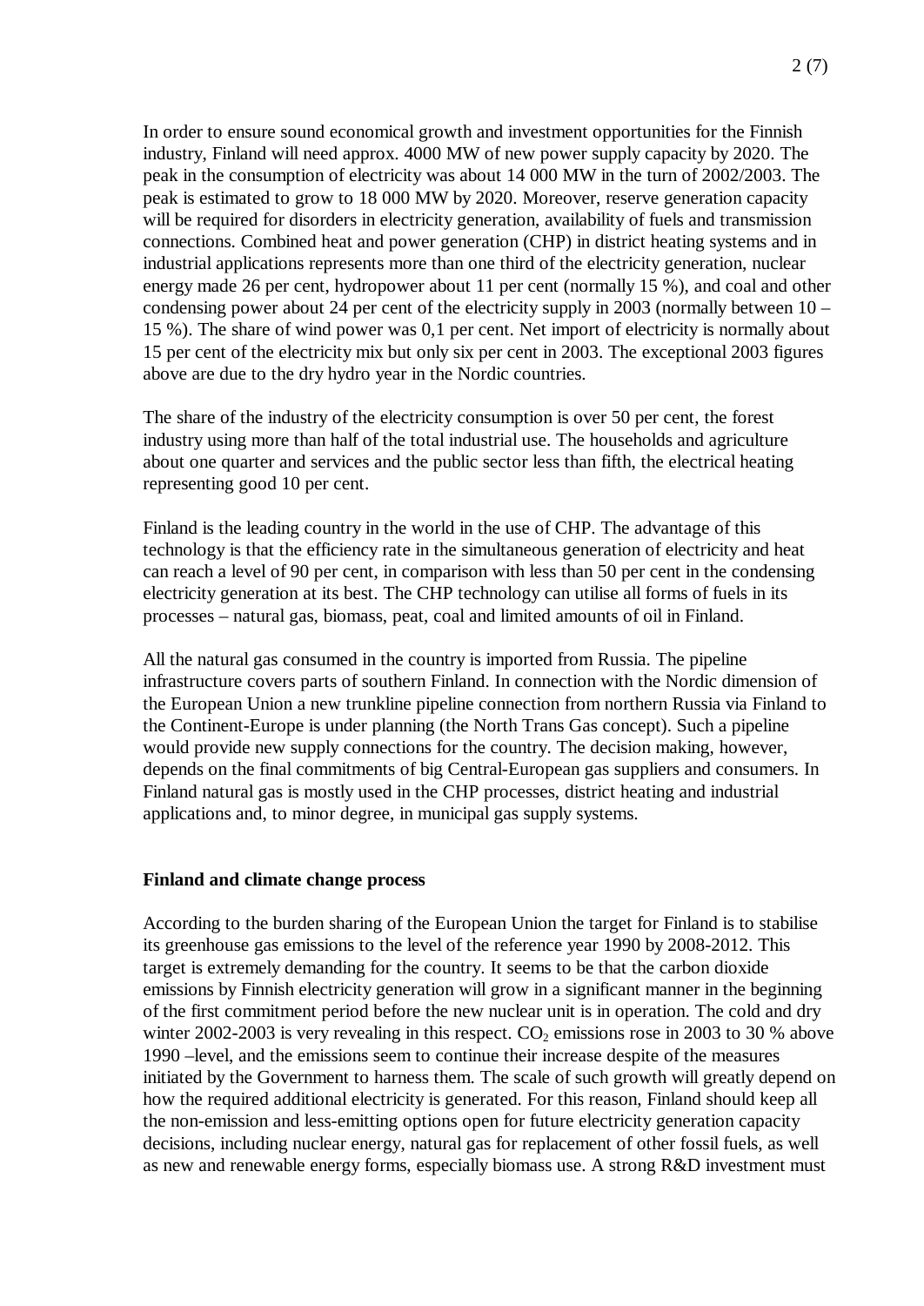In order to ensure sound economical growth and investment opportunities for the Finnish industry, Finland will need approx. 4000 MW of new power supply capacity by 2020. The peak in the consumption of electricity was about 14 000 MW in the turn of 2002/2003. The peak is estimated to grow to 18 000 MW by 2020. Moreover, reserve generation capacity will be required for disorders in electricity generation, availability of fuels and transmission connections. Combined heat and power generation (CHP) in district heating systems and in industrial applications represents more than one third of the electricity generation, nuclear energy made 26 per cent, hydropower about 11 per cent (normally 15 %), and coal and other condensing power about 24 per cent of the electricity supply in 2003 (normally between 10 – 15 %). The share of wind power was 0,1 per cent. Net import of electricity is normally about 15 per cent of the electricity mix but only six per cent in 2003. The exceptional 2003 figures above are due to the dry hydro year in the Nordic countries.

The share of the industry of the electricity consumption is over 50 per cent, the forest industry using more than half of the total industrial use. The households and agriculture about one quarter and services and the public sector less than fifth, the electrical heating representing good 10 per cent.

Finland is the leading country in the world in the use of CHP. The advantage of this technology is that the efficiency rate in the simultaneous generation of electricity and heat can reach a level of 90 per cent, in comparison with less than 50 per cent in the condensing electricity generation at its best. The CHP technology can utilise all forms of fuels in its processes – natural gas, biomass, peat, coal and limited amounts of oil in Finland.

All the natural gas consumed in the country is imported from Russia. The pipeline infrastructure covers parts of southern Finland. In connection with the Nordic dimension of the European Union a new trunkline pipeline connection from northern Russia via Finland to the Continent-Europe is under planning (the North Trans Gas concept). Such a pipeline would provide new supply connections for the country. The decision making, however, depends on the final commitments of big Central-European gas suppliers and consumers. In Finland natural gas is mostly used in the CHP processes, district heating and industrial applications and, to minor degree, in municipal gas supply systems.

**Finland and climate change process**

According to the burden sharing of the European Union the target for Finland is to stabilise its greenhouse gas emissions to the level of the reference year 1990 by 2008-2012. This target is extremely demanding for the country. It seems to be that the carbon dioxide emissions by Finnish electricity generation will grow in a significant manner in the beginning of the first commitment period before the new nuclear unit is in operation. The cold and dry winter 2002-2003 is very revealing in this respect. $CO_2$ emissions rose in 2003 to 30 % above 1990 –level, and the emissions seem to continue their increase despite of the measures initiated by the Government to harness them. The scale of such growth will greatly depend on how the required additional electricity is generated. For this reason, Finland should keep all the non-emission and less-emitting options open for future electricity generation capacity decisions, including nuclear energy, natural gas for replacement of other fossil fuels, as well as new and renewable energy forms, especially biomass use. A strong R&D investment must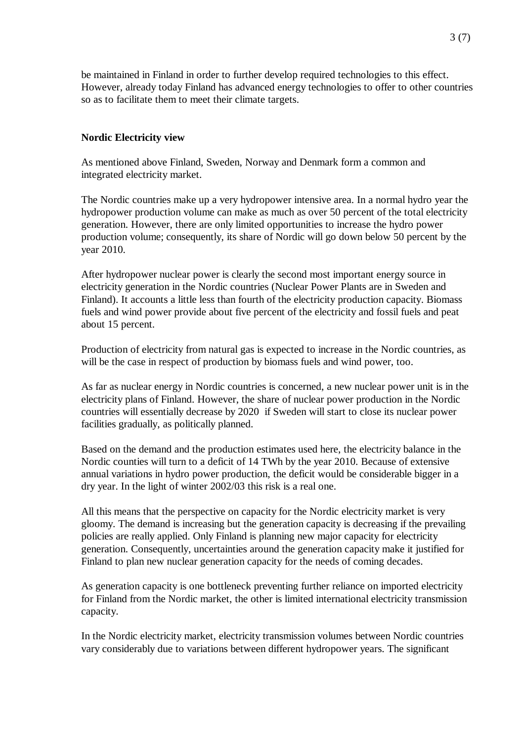be maintained in Finland in order to further develop required technologies to this effect. However, already today Finland has advanced energy technologies to offer to other countries so as to facilitate them to meet their climate targets.

**Nordic Electricity view**

As mentioned above Finland, Sweden, Norway and Denmark form a common and integrated electricity market.

The Nordic countries make up a very hydropower intensive area. In a normal hydro year the hydropower production volume can make as much as over 50 percent of the total electricity generation. However, there are only limited opportunities to increase the hydro power production volume; consequently, its share of Nordic will go down below 50 percent by the year 2010.

After hydropower nuclear power is clearly the second most important energy source in electricity generation in the Nordic countries (Nuclear Power Plants are in Sweden and Finland). It accounts a little less than fourth of the electricity production capacity. Biomass fuels and wind power provide about five percent of the electricity and fossil fuels and peat about 15 percent.

Production of electricity from natural gas is expected to increase in the Nordic countries, as will be the case in respect of production by biomass fuels and wind power, too.

As far as nuclear energy in Nordic countries is concerned, a new nuclear power unit is in the electricity plans of Finland. However, the share of nuclear power production in the Nordic countries will essentially decrease by 2020 if Sweden will start to close its nuclear power facilities gradually, as politically planned.

Based on the demand and the production estimates used here, the electricity balance in the Nordic counties will turn to a deficit of 14 TWh by the year 2010. Because of extensive annual variations in hydro power production, the deficit would be considerable bigger in a dry year. In the light of winter 2002/03 this risk is a real one.

All this means that the perspective on capacity for the Nordic electricity market is very gloomy. The demand is increasing but the generation capacity is decreasing if the prevailing policies are really applied. Only Finland is planning new major capacity for electricity generation. Consequently, uncertainties around the generation capacity make it justified for Finland to plan new nuclear generation capacity for the needs of coming decades.

As generation capacity is one bottleneck preventing further reliance on imported electricity for Finland from the Nordic market, the other is limited international electricity transmission capacity.

In the Nordic electricity market, electricity transmission volumes between Nordic countries vary considerably due to variations between different hydropower years. The significant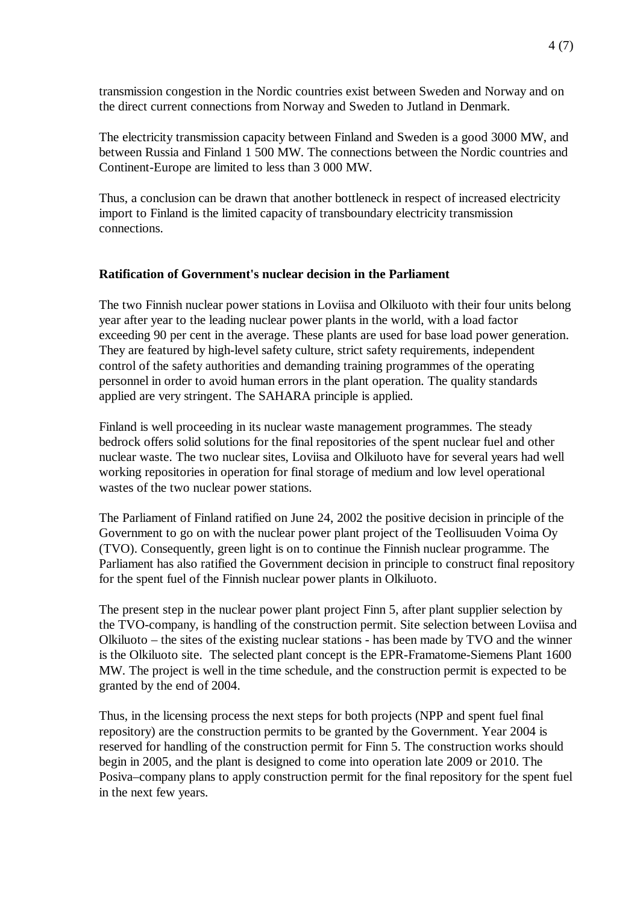transmission congestion in the Nordic countries exist between Sweden and Norway and on the direct current connections from Norway and Sweden to Jutland in Denmark.

The electricity transmission capacity between Finland and Sweden is a good 3000 MW, and between Russia and Finland 1 500 MW. The connections between the Nordic countries and Continent-Europe are limited to less than 3 000 MW.

Thus, a conclusion can be drawn that another bottleneck in respect of increased electricity import to Finland is the limited capacity of transboundary electricity transmission connections.

**Ratification of Government's nuclear decision in the Parliament**

The two Finnish nuclear power stations in Loviisa and Olkiluoto with their four units belong year after year to the leading nuclear power plants in the world, with a load factor exceeding 90 per cent in the average. These plants are used for base load power generation. They are featured by high-level safety culture, strict safety requirements, independent control of the safety authorities and demanding training programmes of the operating personnel in order to avoid human errors in the plant operation. The quality standards applied are very stringent. The SAHARA principle is applied.

Finland is well proceeding in its nuclear waste management programmes. The steady bedrock offers solid solutions for the final repositories of the spent nuclear fuel and other nuclear waste. The two nuclear sites, Loviisa and Olkiluoto have for several years had well working repositories in operation for final storage of medium and low level operational wastes of the two nuclear power stations.

The Parliament of Finland ratified on June 24, 2002 the positive decision in principle of the Government to go on with the nuclear power plant project of the Teollisuuden Voima Oy (TVO). Consequently, green light is on to continue the Finnish nuclear programme. The Parliament has also ratified the Government decision in principle to construct final repository for the spent fuel of the Finnish nuclear power plants in Olkiluoto.

The present step in the nuclear power plant project Finn 5, after plant supplier selection by the TVO-company, is handling of the construction permit. Site selection between Loviisa and Olkiluoto – the sites of the existing nuclear stations - has been made by TVO and the winner is the Olkiluoto site. The selected plant concept is the EPR-Framatome-Siemens Plant 1600 MW. The project is well in the time schedule, and the construction permit is expected to be granted by the end of 2004.

Thus, in the licensing process the next steps for both projects (NPP and spent fuel final repository) are the construction permits to be granted by the Government. Year 2004 is reserved for handling of the construction permit for Finn 5. The construction works should begin in 2005, and the plant is designed to come into operation late 2009 or 2010. The Posiva–company plans to apply construction permit for the final repository for the spent fuel in the next few years.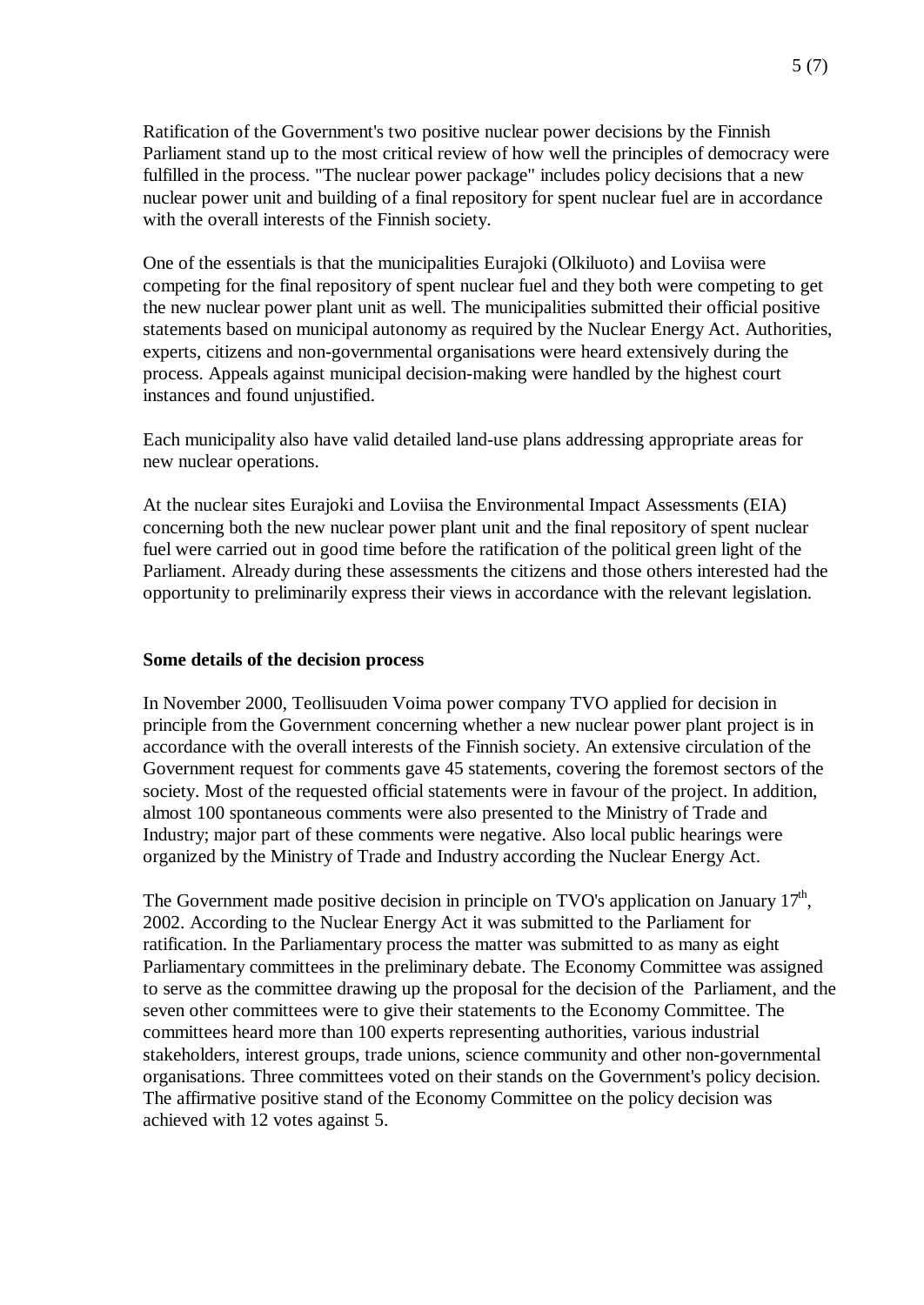Ratification of the Government's two positive nuclear power decisions by the Finnish Parliament stand up to the most critical review of how well the principles of democracy were fulfilled in the process. "The nuclear power package" includes policy decisions that a new nuclear power unit and building of a final repository for spent nuclear fuel are in accordance with the overall interests of the Finnish society.

One of the essentials is that the municipalities Eurajoki (Olkiluoto) and Loviisa were competing for the final repository of spent nuclear fuel and they both were competing to get the new nuclear power plant unit as well. The municipalities submitted their official positive statements based on municipal autonomy as required by the Nuclear Energy Act. Authorities, experts, citizens and non-governmental organisations were heard extensively during the process. Appeals against municipal decision-making were handled by the highest court instances and found unjustified.

Each municipality also have valid detailed land-use plans addressing appropriate areas for new nuclear operations.

At the nuclear sites Eurajoki and Loviisa the Environmental Impact Assessments (EIA) concerning both the new nuclear power plant unit and the final repository of spent nuclear fuel were carried out in good time before the ratification of the political green light of the Parliament. Already during these assessments the citizens and those others interested had the opportunity to preliminarily express their views in accordance with the relevant legislation.

**Some details of the decision process**

In November 2000, Teollisuuden Voima power company TVO applied for decision in principle from the Government concerning whether a new nuclear power plant project is in accordance with the overall interests of the Finnish society. An extensive circulation of the Government request for comments gave 45 statements, covering the foremost sectors of the society. Most of the requested official statements were in favour of the project. In addition, almost 100 spontaneous comments were also presented to the Ministry of Trade and Industry; major part of these comments were negative. Also local public hearings were organized by the Ministry of Trade and Industry according the Nuclear Energy Act.

The Government made positive decision in principle on TVO's application on January 17th, 2002. According to the Nuclear Energy Act it was submitted to the Parliament for ratification. In the Parliamentary process the matter was submitted to as many as eight Parliamentary committees in the preliminary debate. The Economy Committee was assigned to serve as the committee drawing up the proposal for the decision of the Parliament, and the seven other committees were to give their statements to the Economy Committee. The committees heard more than 100 experts representing authorities, various industrial stakeholders, interest groups, trade unions, science community and other non-governmental organisations. Three committees voted on their stands on the Government's policy decision. The affirmative positive stand of the Economy Committee on the policy decision was achieved with 12 votes against 5.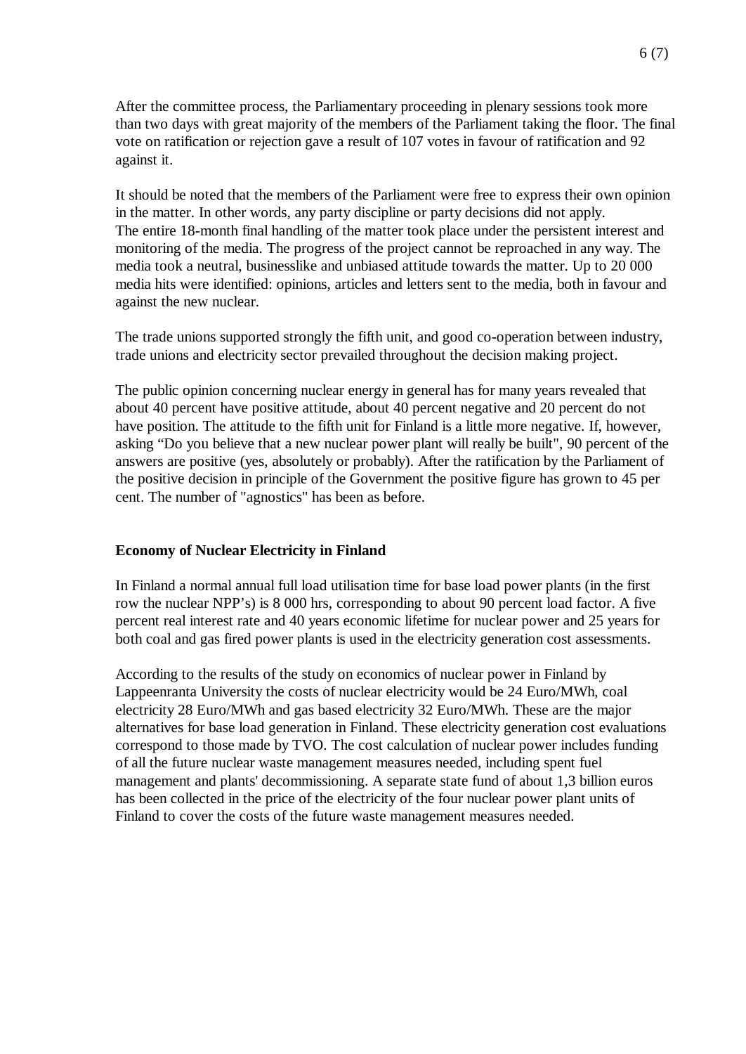After the committee process, the Parliamentary proceeding in plenary sessions took more than two days with great majority of the members of the Parliament taking the floor. The final vote on ratification or rejection gave a result of 107 votes in favour of ratification and 92 against it.

It should be noted that the members of the Parliament were free to express their own opinion in the matter. In other words, any party discipline or party decisions did not apply.
The entire 18-month final handling of the matter took place under the persistent interest and monitoring of the media. The progress of the project cannot be reproached in any way. The media took a neutral, businesslike and unbiased attitude towards the matter. Up to 20 000 media hits were identified: opinions, articles and letters sent to the media, both in favour and against the new nuclear.

The trade unions supported strongly the fifth unit, and good co-operation between industry, trade unions and electricity sector prevailed throughout the decision making project.

The public opinion concerning nuclear energy in general has for many years revealed that about 40 percent have positive attitude, about 40 percent negative and 20 percent do not have position. The attitude to the fifth unit for Finland is a little more negative. If, however, asking “Do you believe that a new nuclear power plant will really be built", 90 percent of the answers are positive (yes, absolutely or probably). After the ratification by the Parliament of the positive decision in principle of the Government the positive figure has grown to 45 per cent. The number of "agnostics" has been as before.

**Economy of Nuclear Electricity in Finland**

In Finland a normal annual full load utilisation time for base load power plants (in the first row the nuclear NPP’s) is 8 000 hrs, corresponding to about 90 percent load factor. A five percent real interest rate and 40 years economic lifetime for nuclear power and 25 years for both coal and gas fired power plants is used in the electricity generation cost assessments.

According to the results of the study on economics of nuclear power in Finland by Lappeenranta University the costs of nuclear electricity would be 24 Euro/MWh, coal electricity 28 Euro/MWh and gas based electricity 32 Euro/MWh. These are the major alternatives for base load generation in Finland. These electricity generation cost evaluations correspond to those made by TVO. The cost calculation of nuclear power includes funding of all the future nuclear waste management measures needed, including spent fuel management and plants' decommissioning. A separate state fund of about 1,3 billion euros has been collected in the price of the electricity of the four nuclear power plant units of Finland to cover the costs of the future waste management measures needed.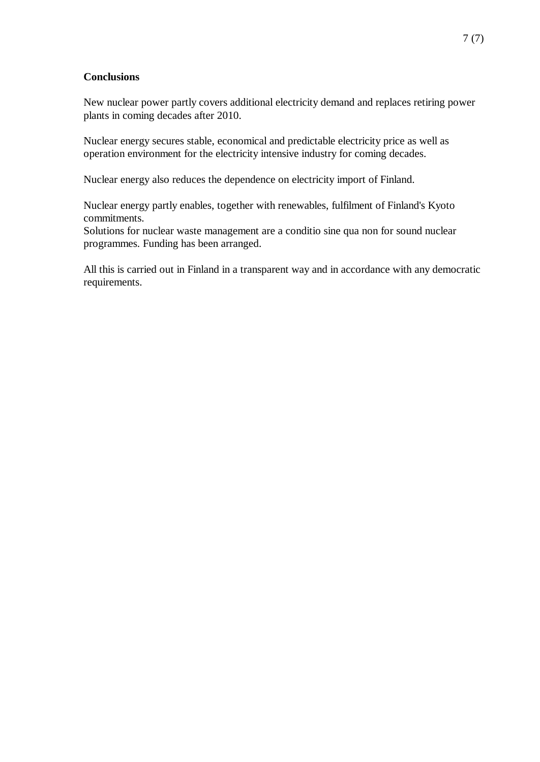**Conclusions**

New nuclear power partly covers additional electricity demand and replaces retiring power plants in coming decades after 2010.

Nuclear energy secures stable, economical and predictable electricity price as well as operation environment for the electricity intensive industry for coming decades.

Nuclear energy also reduces the dependence on electricity import of Finland.

Nuclear energy partly enables, together with renewables, fulfilment of Finland's Kyoto commitments.
Solutions for nuclear waste management are a conditio sine qua non for sound nuclear programmes. Funding has been arranged.

All this is carried out in Finland in a transparent way and in accordance with any democratic requirements.